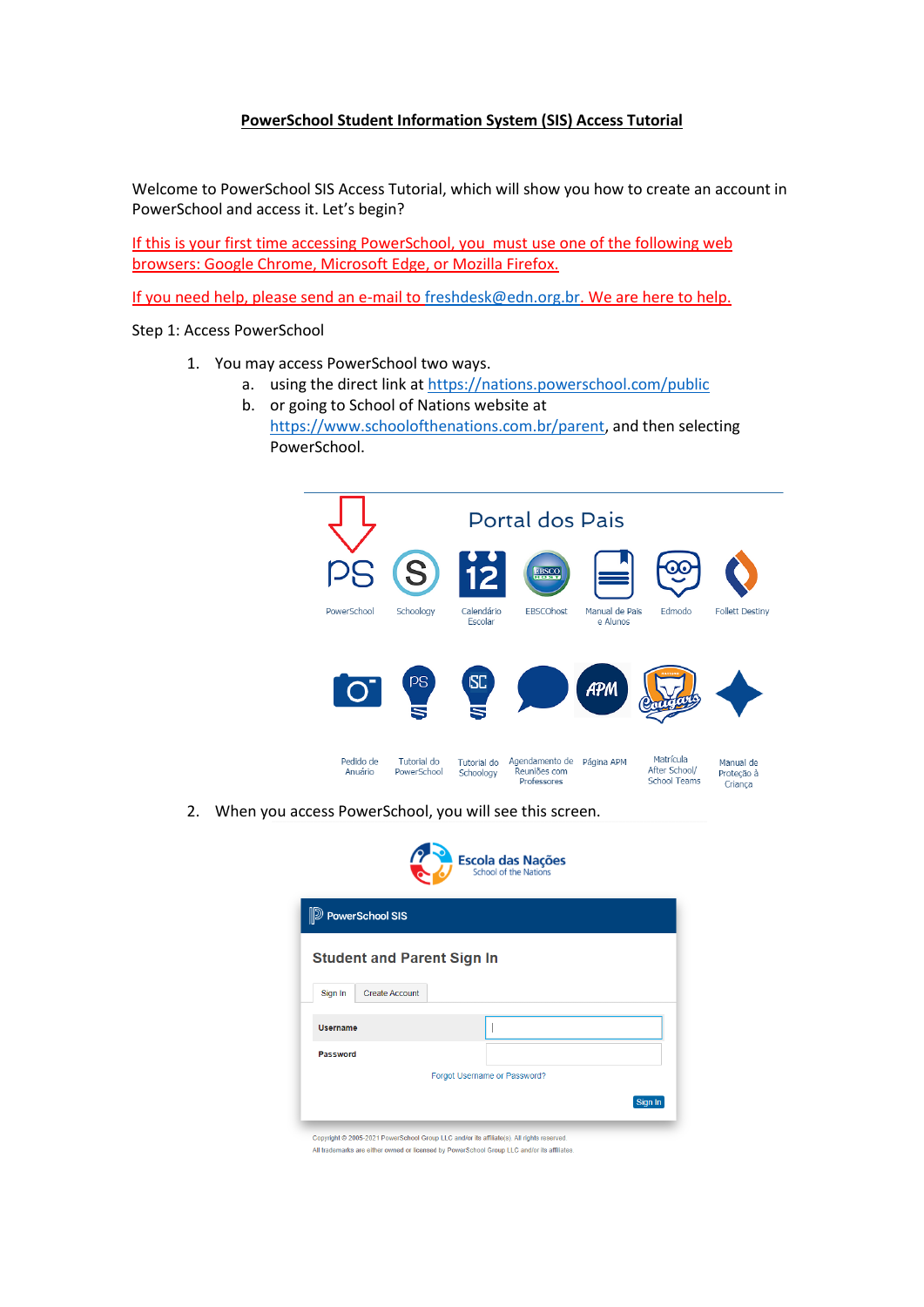**PowerSchool Student Information System (SIS) Access Tutorial**

Welcome to PowerSchool SIS Access Tutorial, which will show you how to create an account in PowerSchool and access it. Let's begin?

If this is your first time accessing PowerSchool, you must use one of the following web browsers: Google Chrome, Microsoft Edge, or Mozilla Firefox.

If you need help, please send an e-mail to freshdesk@edn.org.br. We are here to help.

Step 1: Access PowerSchool

1. You may access PowerSchool two ways.
   a. using the direct link at https://nations.powerschool.com/public
   b. or going to School of Nations website at https://www.schoolofthenations.com.br/parent, and then selecting PowerSchool.

2. When you access PowerSchool, you will see this screen.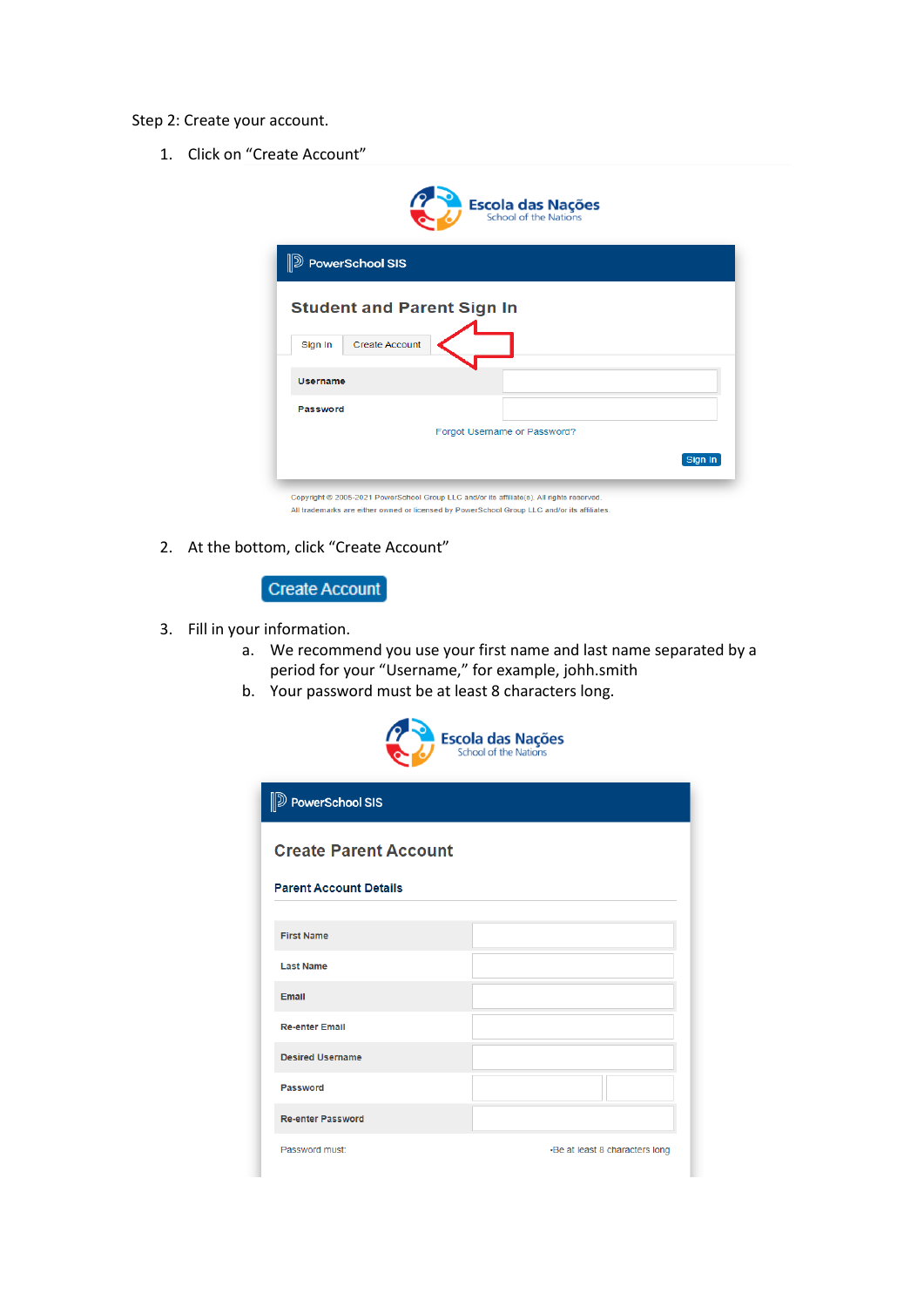Step 2: Create your account.

1. Click on "Create Account"

Escola das Nações
School of the Nations

PowerSchool SIS

**Student and Parent Sign In**

Sign In | Create Account

Username

Password

Forgot Username or Password?

Sign In

Copyright © 2005-2021 PowerSchool Group LLC and/or its affiliate(s). All rights reserved.
All trademarks are either owned or licensed by PowerSchool Group LLC and/or its affiliates.

2. At the bottom, click "Create Account"

Create Account

3. Fill in your information.
   a. We recommend you use your first name and last name separated by a period for your "Username," for example, johh.smith
   b. Your password must be at least 8 characters long.

Escola das Nações
School of the Nations

PowerSchool SIS

**Create Parent Account**

**Parent Account Details**

First Name

Last Name

Email

Re-enter Email

Desired Username

Password

Re-enter Password

Password must: •Be at least 8 characters long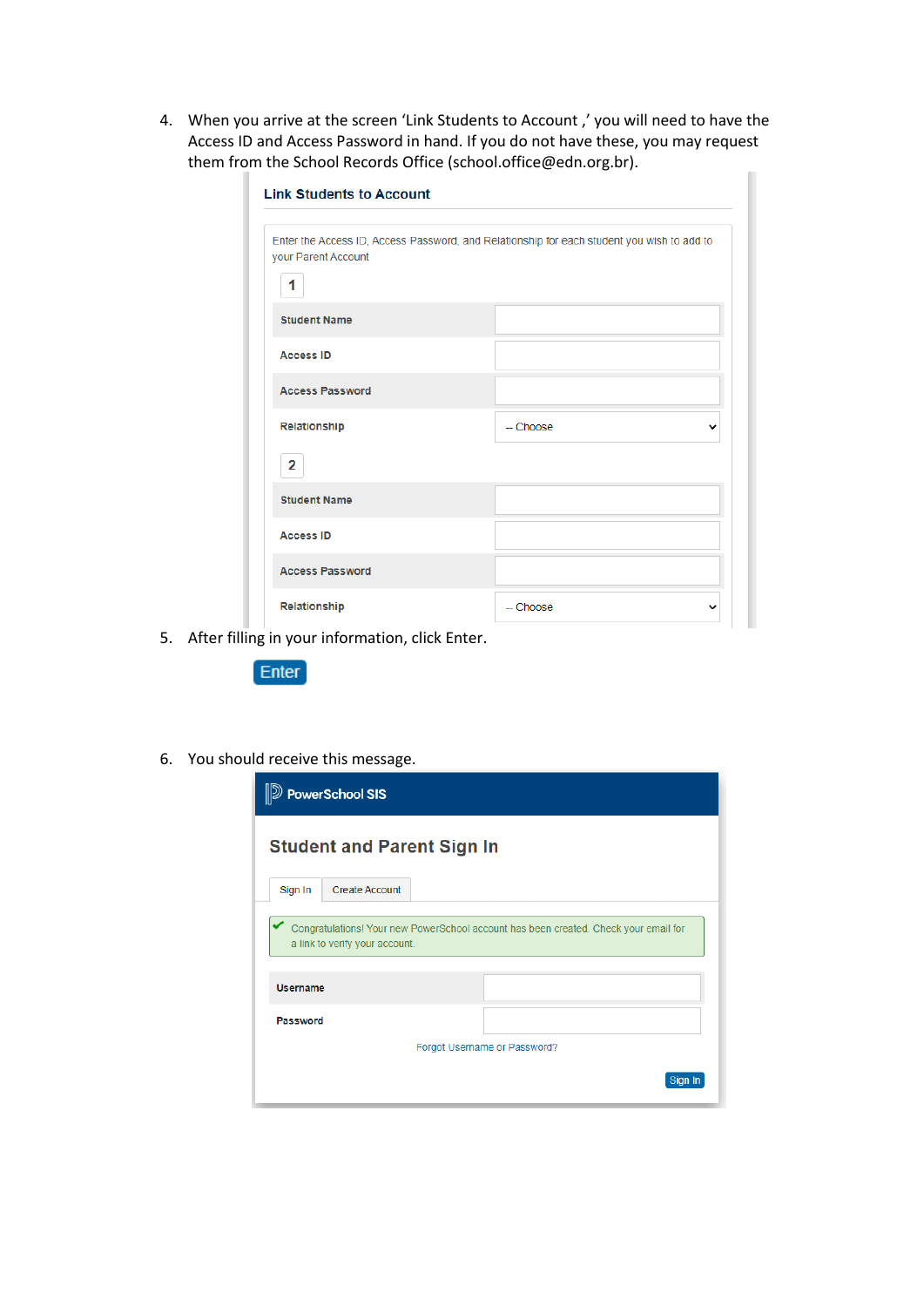4. When you arrive at the screen 'Link Students to Account ,' you will need to have the Access ID and Access Password in hand. If you do not have these, you may request them from the School Records Office (school.office@edn.org.br).

**Link Students to Account**

Enter the Access ID, Access Password, and Relationship for each student you wish to add to your Parent Account

**1**

| | |
|---|---|
| Student Name | |
| Access ID | |
| Access Password | |
| Relationship | -- Choose |

**2**

| | |
|---|---|
| Student Name | |
| Access ID | |
| Access Password | |
| Relationship | -- Choose |

5. After filling in your information, click Enter.

Enter

6. You should receive this message.

PowerSchool SIS

**Student and Parent Sign In**

Sign In | Create Account

✔ Congratulations! Your new PowerSchool account has been created. Check your email for a link to verify your account.

| | |
|---|---|
| Username | |
| Password | |

Forgot Username or Password?

Sign In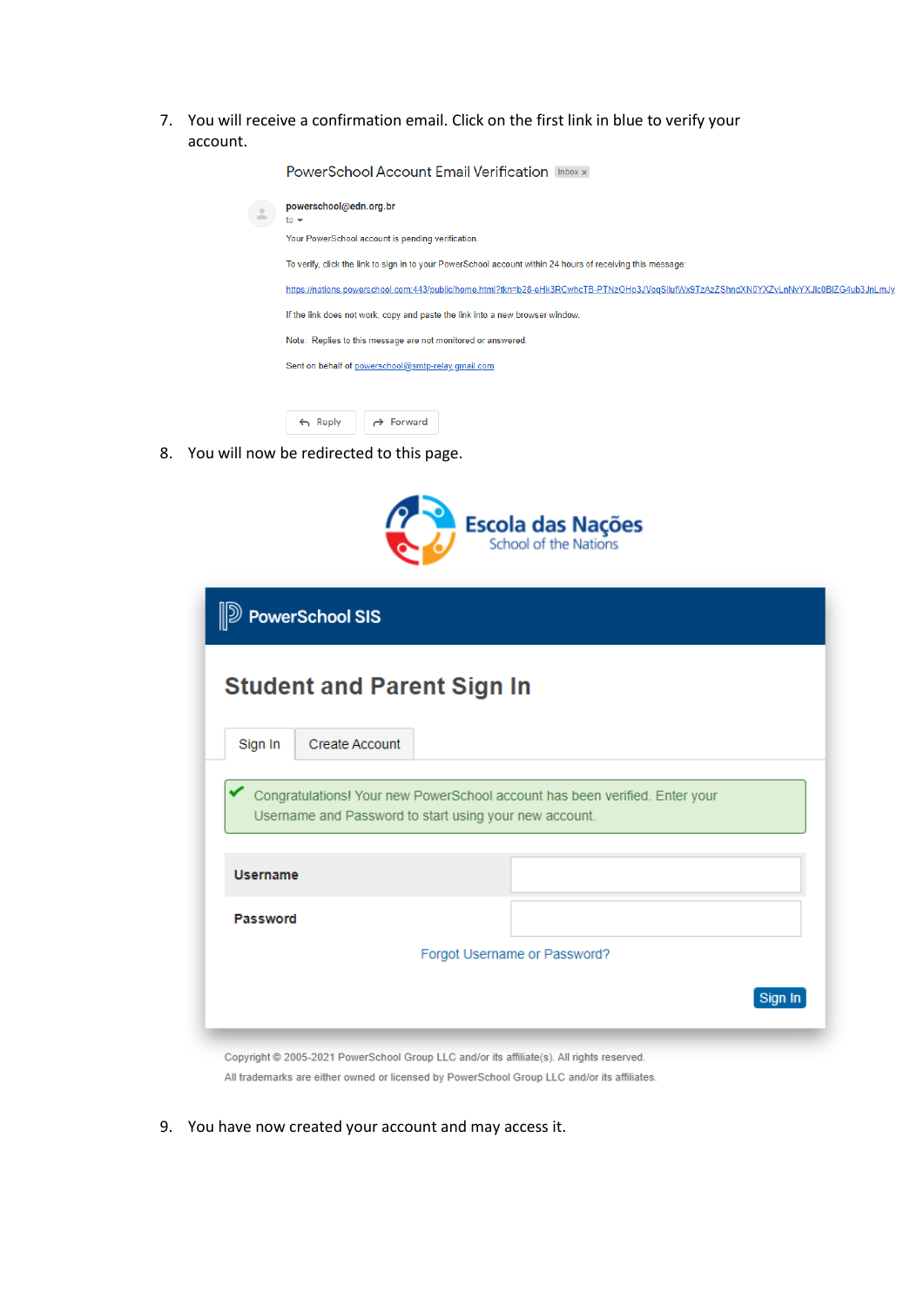7. You will receive a confirmation email. Click on the first link in blue to verify your account.

   PowerSchool Account Email Verification Inbox ×

   powerschool@edn.org.br
   to

   Your PowerSchool account is pending verification.

   To verify, click the link to sign in to your PowerSchool account within 24 hours of receiving this message:

   https://nations.powerschool.com:443/public/home.html?tkn=b28-eHk3RCwhcTB-PTNzOHp3JVoqSllufWx9TzAzZShndXN0YXZvLnNvYXJlc0BlZG4ub3JnLmJy

   If the link does not work, copy and paste the link into a new browser window.

   Note: Replies to this message are not monitored or answered.

   Sent on behalf of powerschool@smtp-relay.gmail.com

   Reply Forward

8. You will now be redirected to this page.

   Escola das Nações
   School of the Nations

   PowerSchool SIS

   **Student and Parent Sign In**

   Sign In | Create Account

   ✔ Congratulations! Your new PowerSchool account has been verified. Enter your Username and Password to start using your new account.

   **Username**

   **Password**

   Forgot Username or Password?

   Sign In

   Copyright © 2005-2021 PowerSchool Group LLC and/or its affiliate(s). All rights reserved.
   All trademarks are either owned or licensed by PowerSchool Group LLC and/or its affiliates.

9. You have now created your account and may access it.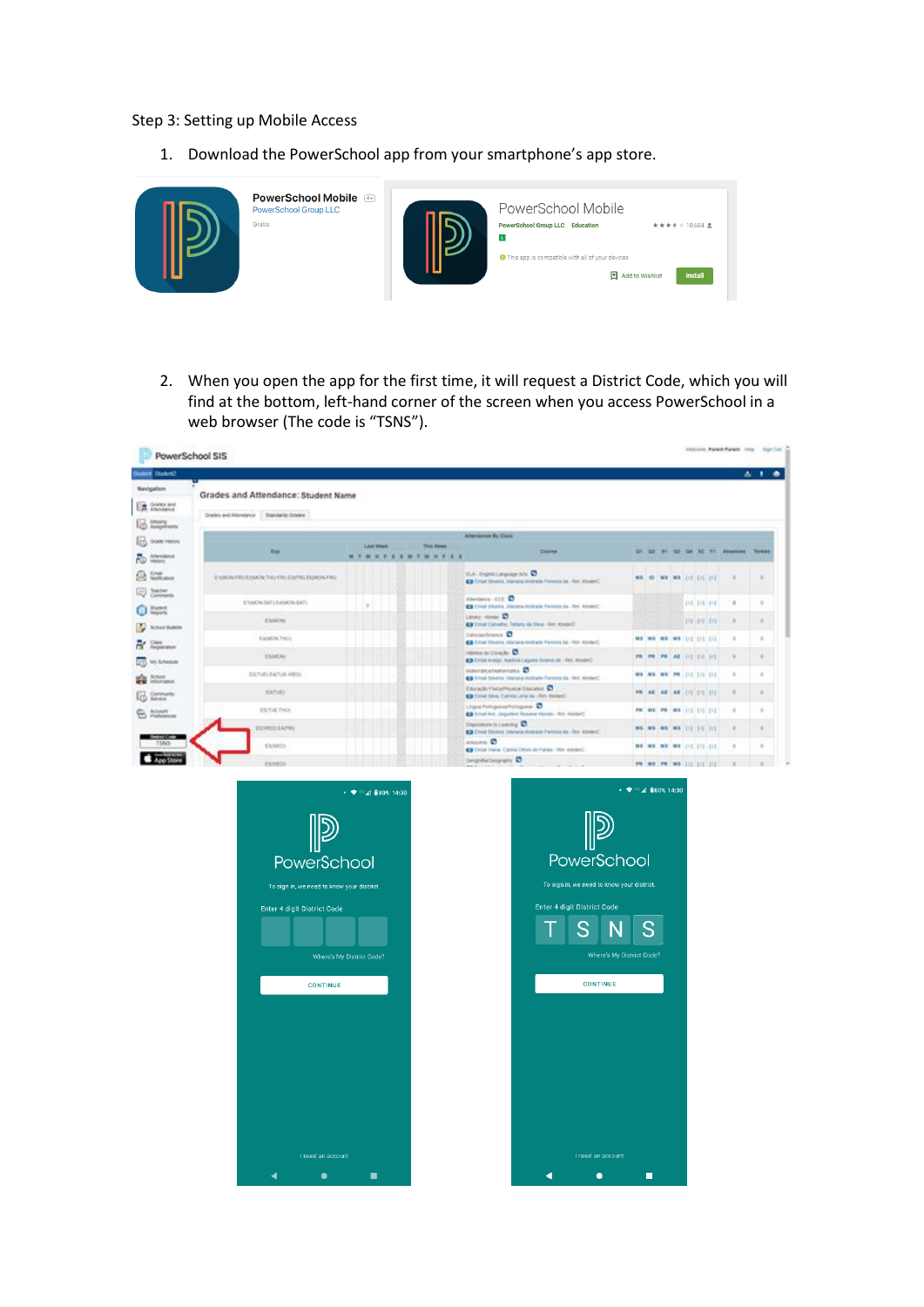Step 3: Setting up Mobile Access

1. Download the PowerSchool app from your smartphone's app store.

2. When you open the app for the first time, it will request a District Code, which you will find at the bottom, left-hand corner of the screen when you access PowerSchool in a web browser (The code is "TSNS").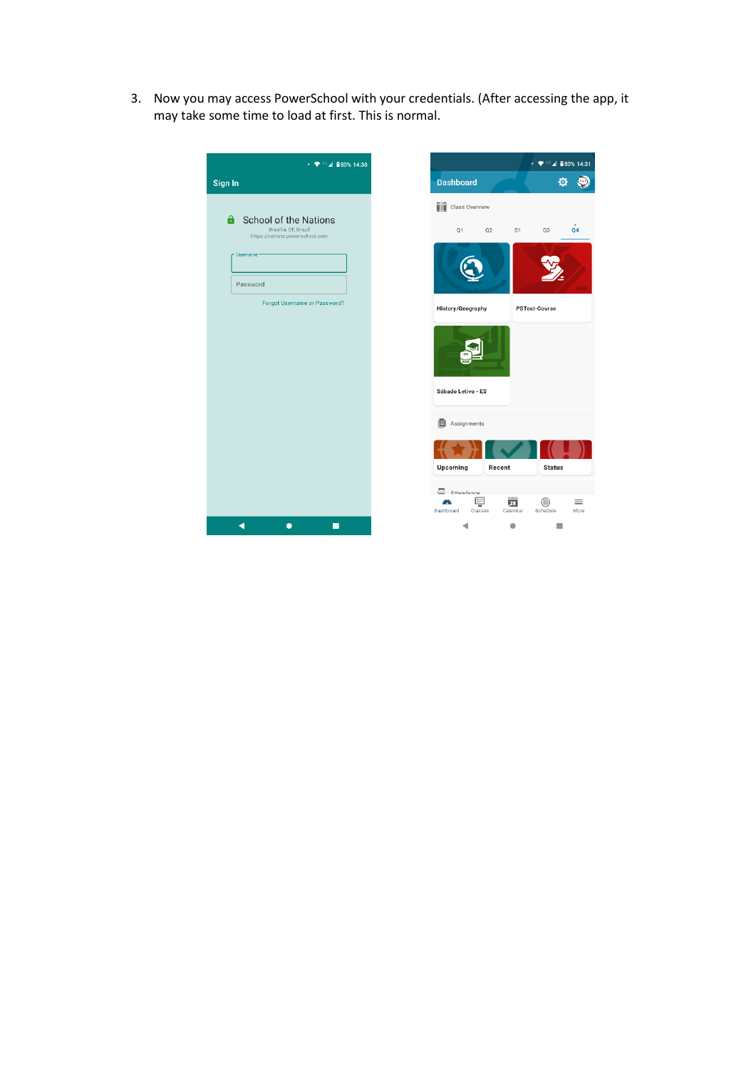3. Now you may access PowerSchool with your credentials. (After accessing the app, it may take some time to load at first. This is normal.